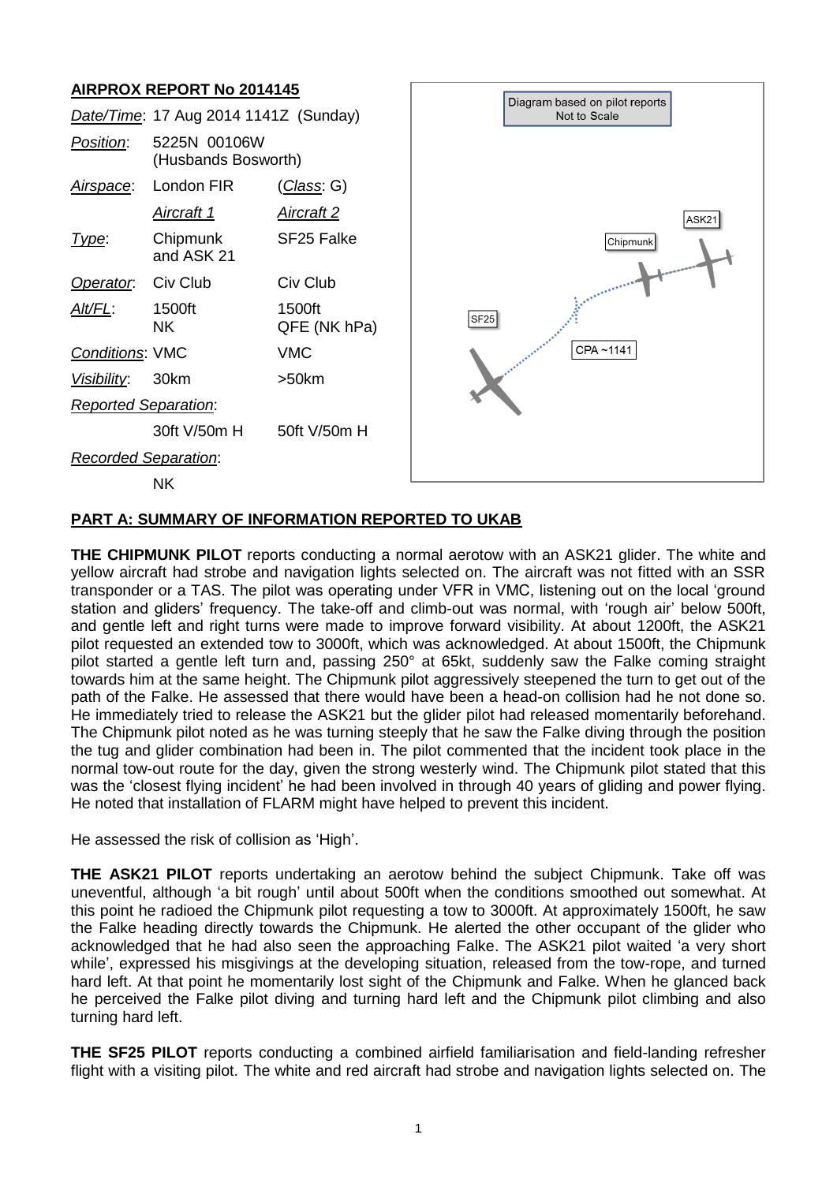## AIRPROX REPORT No 2014145

| | | |
|---|---|---|
| *Date/Time*: | 17 Aug 2014 1141Z (Sunday) | |
| *Position*: | 5225N 00106W (Husbands Bosworth) | |
| *Airspace*: | London FIR | (*Class*: G) |
| | *Aircraft 1* | *Aircraft 2* |
| *Type*: | Chipmunk and ASK 21 | SF25 Falke |
| *Operator*: | Civ Club | Civ Club |
| *Alt/FL*: | 1500ft NK | 1500ft QFE (NK hPa) |
| *Conditions*: | VMC | VMC |
| *Visibility*: | 30km | >50km |
| *Reported Separation*: | | |
| | 30ft V/50m H | 50ft V/50m H |
| *Recorded Separation*: | | |
| | NK | |

Diagram based on pilot reports
Not to Scale

ASK21
Chipmunk
SF25
CPA ~1141

## PART A: SUMMARY OF INFORMATION REPORTED TO UKAB

**THE CHIPMUNK PILOT** reports conducting a normal aerotow with an ASK21 glider. The white and yellow aircraft had strobe and navigation lights selected on. The aircraft was not fitted with an SSR transponder or a TAS. The pilot was operating under VFR in VMC, listening out on the local 'ground station and gliders' frequency. The take-off and climb-out was normal, with 'rough air' below 500ft, and gentle left and right turns were made to improve forward visibility. At about 1200ft, the ASK21 pilot requested an extended tow to 3000ft, which was acknowledged. At about 1500ft, the Chipmunk pilot started a gentle left turn and, passing 250° at 65kt, suddenly saw the Falke coming straight towards him at the same height. The Chipmunk pilot aggressively steepened the turn to get out of the path of the Falke. He assessed that there would have been a head-on collision had he not done so. He immediately tried to release the ASK21 but the glider pilot had released momentarily beforehand. The Chipmunk pilot noted as he was turning steeply that he saw the Falke diving through the position the tug and glider combination had been in. The pilot commented that the incident took place in the normal tow-out route for the day, given the strong westerly wind. The Chipmunk pilot stated that this was the 'closest flying incident' he had been involved in through 40 years of gliding and power flying. He noted that installation of FLARM might have helped to prevent this incident.

He assessed the risk of collision as 'High'.

**THE ASK21 PILOT** reports undertaking an aerotow behind the subject Chipmunk. Take off was uneventful, although 'a bit rough' until about 500ft when the conditions smoothed out somewhat. At this point he radioed the Chipmunk pilot requesting a tow to 3000ft. At approximately 1500ft, he saw the Falke heading directly towards the Chipmunk. He alerted the other occupant of the glider who acknowledged that he had also seen the approaching Falke. The ASK21 pilot waited 'a very short while', expressed his misgivings at the developing situation, released from the tow-rope, and turned hard left. At that point he momentarily lost sight of the Chipmunk and Falke. When he glanced back he perceived the Falke pilot diving and turning hard left and the Chipmunk pilot climbing and also turning hard left.

**THE SF25 PILOT** reports conducting a combined airfield familiarisation and field-landing refresher flight with a visiting pilot. The white and red aircraft had strobe and navigation lights selected on. The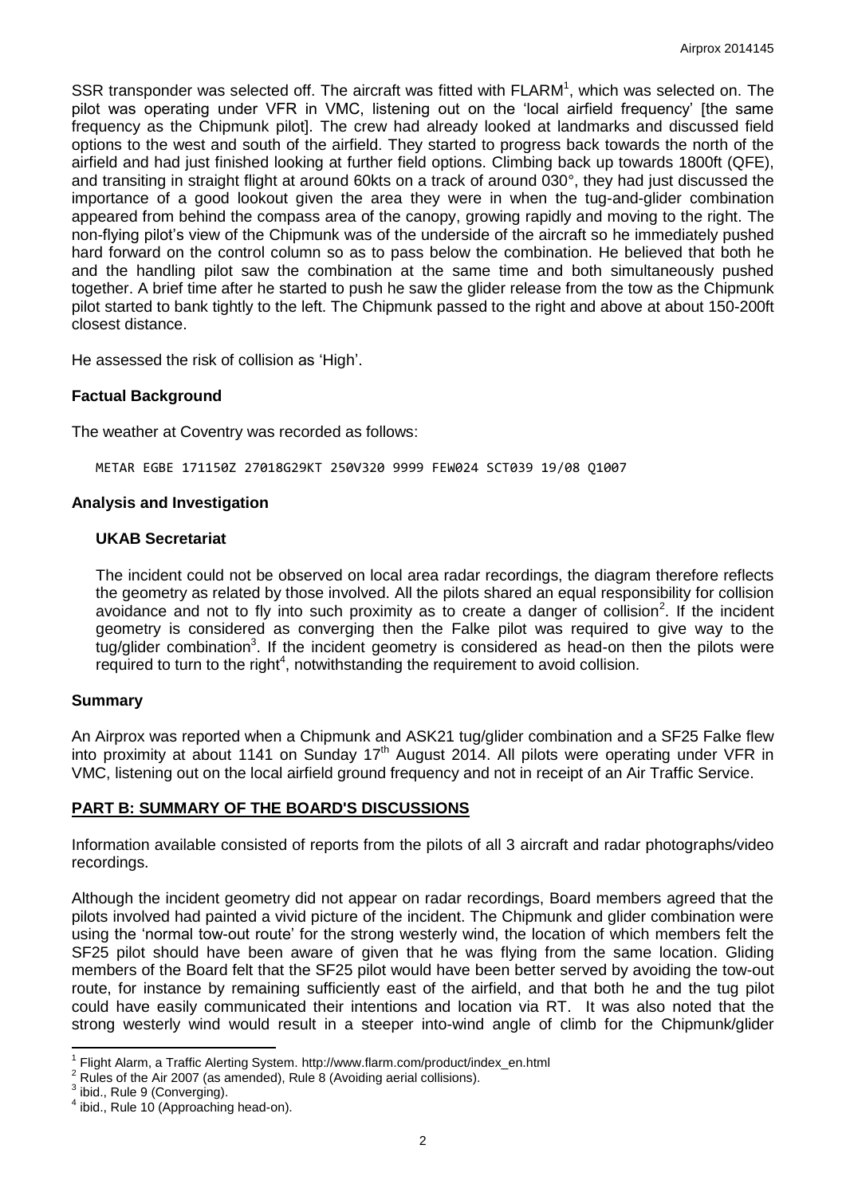SSR transponder was selected off. The aircraft was fitted with FLARM[1], which was selected on. The pilot was operating under VFR in VMC, listening out on the 'local airfield frequency' [the same frequency as the Chipmunk pilot]. The crew had already looked at landmarks and discussed field options to the west and south of the airfield. They started to progress back towards the north of the airfield and had just finished looking at further field options. Climbing back up towards 1800ft (QFE), and transiting in straight flight at around 60kts on a track of around 030°, they had just discussed the importance of a good lookout given the area they were in when the tug-and-glider combination appeared from behind the compass area of the canopy, growing rapidly and moving to the right. The non-flying pilot's view of the Chipmunk was of the underside of the aircraft so he immediately pushed hard forward on the control column so as to pass below the combination. He believed that both he and the handling pilot saw the combination at the same time and both simultaneously pushed together. A brief time after he started to push he saw the glider release from the tow as the Chipmunk pilot started to bank tightly to the left. The Chipmunk passed to the right and above at about 150-200ft closest distance.

He assessed the risk of collision as 'High'.

## Factual Background

The weather at Coventry was recorded as follows:

```
METAR EGBE 171150Z 27018G29KT 250V320 9999 FEW024 SCT039 19/08 Q1007
```

## Analysis and Investigation

### UKAB Secretariat

The incident could not be observed on local area radar recordings, the diagram therefore reflects the geometry as related by those involved. All the pilots shared an equal responsibility for collision avoidance and not to fly into such proximity as to create a danger of collision[2]. If the incident geometry is considered as converging then the Falke pilot was required to give way to the tug/glider combination[3]. If the incident geometry is considered as head-on then the pilots were required to turn to the right[4], notwithstanding the requirement to avoid collision.

## Summary

An Airprox was reported when a Chipmunk and ASK21 tug/glider combination and a SF25 Falke flew into proximity at about 1141 on Sunday 17th August 2014. All pilots were operating under VFR in VMC, listening out on the local airfield ground frequency and not in receipt of an Air Traffic Service.

## PART B: SUMMARY OF THE BOARD'S DISCUSSIONS

Information available consisted of reports from the pilots of all 3 aircraft and radar photographs/video recordings.

Although the incident geometry did not appear on radar recordings, Board members agreed that the pilots involved had painted a vivid picture of the incident. The Chipmunk and glider combination were using the 'normal tow-out route' for the strong westerly wind, the location of which members felt the SF25 pilot should have been aware of given that he was flying from the same location. Gliding members of the Board felt that the SF25 pilot would have been better served by avoiding the tow-out route, for instance by remaining sufficiently east of the airfield, and that both he and the tug pilot could have easily communicated their intentions and location via RT. It was also noted that the strong westerly wind would result in a steeper into-wind angle of climb for the Chipmunk/glider

---

[1] Flight Alarm, a Traffic Alerting System. http://www.flarm.com/product/index_en.html

[2] Rules of the Air 2007 (as amended), Rule 8 (Avoiding aerial collisions).

[3] ibid., Rule 9 (Converging).

[4] ibid., Rule 10 (Approaching head-on).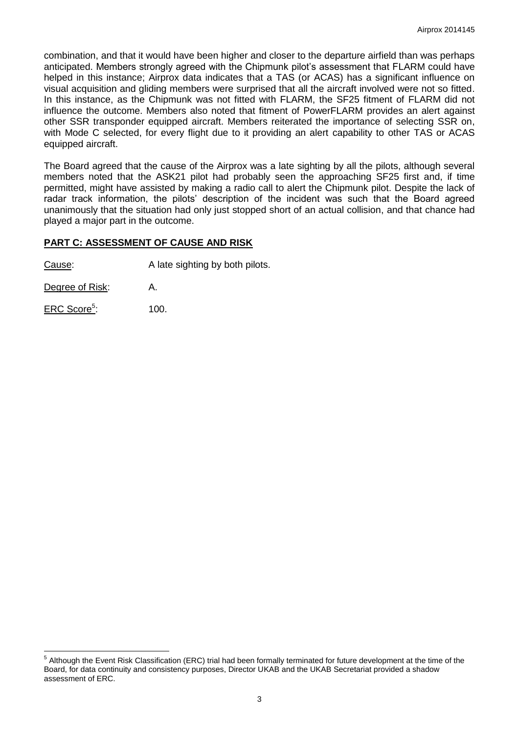combination, and that it would have been higher and closer to the departure airfield than was perhaps anticipated. Members strongly agreed with the Chipmunk pilot's assessment that FLARM could have helped in this instance; Airprox data indicates that a TAS (or ACAS) has a significant influence on visual acquisition and gliding members were surprised that all the aircraft involved were not so fitted. In this instance, as the Chipmunk was not fitted with FLARM, the SF25 fitment of FLARM did not influence the outcome. Members also noted that fitment of PowerFLARM provides an alert against other SSR transponder equipped aircraft. Members reiterated the importance of selecting SSR on, with Mode C selected, for every flight due to it providing an alert capability to other TAS or ACAS equipped aircraft.

The Board agreed that the cause of the Airprox was a late sighting by all the pilots, although several members noted that the ASK21 pilot had probably seen the approaching SF25 first and, if time permitted, might have assisted by making a radio call to alert the Chipmunk pilot. Despite the lack of radar track information, the pilots' description of the incident was such that the Board agreed unanimously that the situation had only just stopped short of an actual collision, and that chance had played a major part in the outcome.

## PART C: ASSESSMENT OF CAUSE AND RISK

Cause: A late sighting by both pilots.

Degree of Risk: A.

ERC Score[5]: 100.

[5] Although the Event Risk Classification (ERC) trial had been formally terminated for future development at the time of the Board, for data continuity and consistency purposes, Director UKAB and the UKAB Secretariat provided a shadow assessment of ERC.